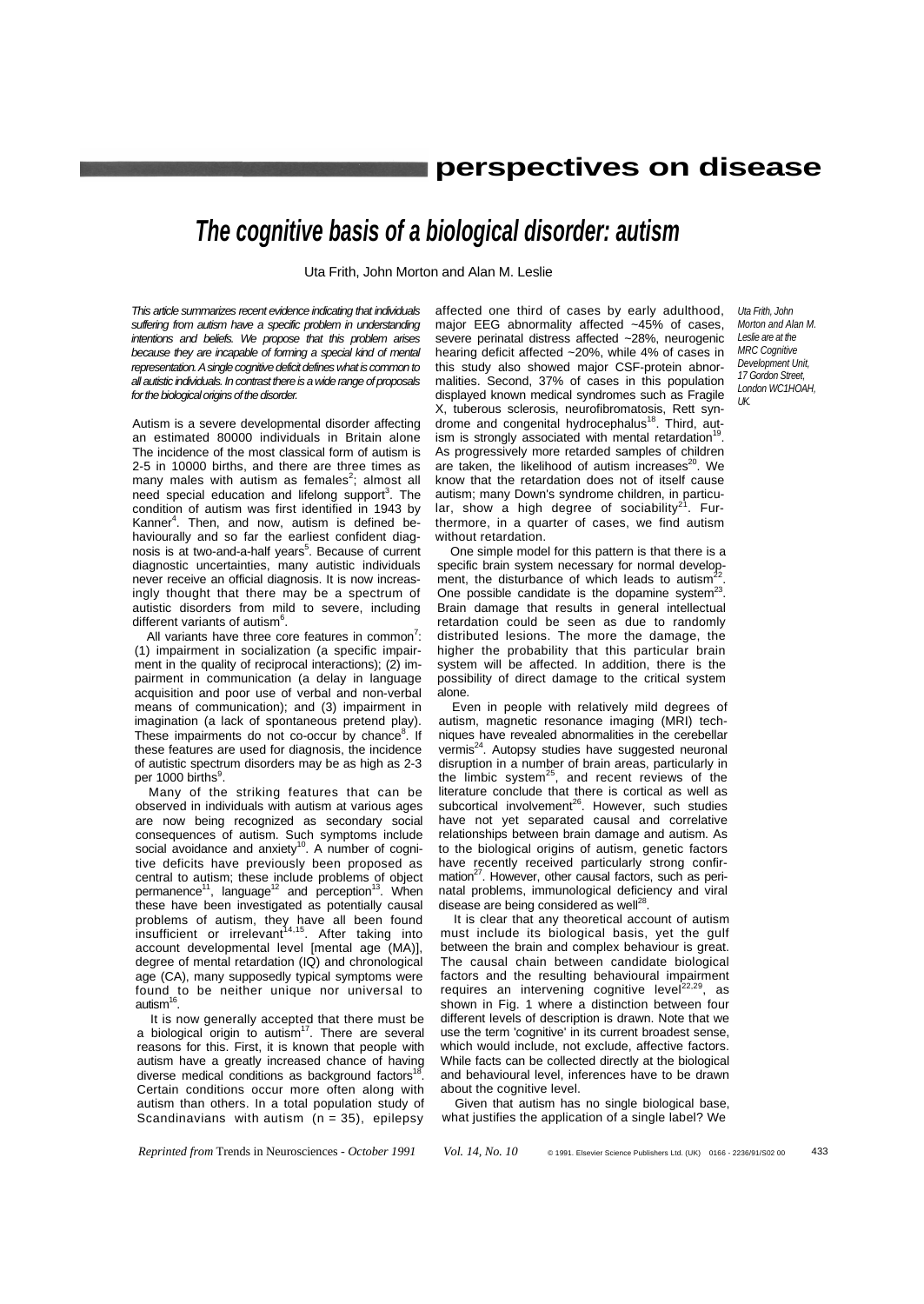# perspectives on disease

## *The cognitive basis of a biological disorder: autism*

Uta Frith, John Morton and Alan M. Leslie

*This article summarizes recent evidence indicating that individuals suffering from autism have a specific problem in understanding intentions and beliefs. We propose that this problem arises because they are incapable of forming a special kind of mental representation. A single cognitive deficit defines what is common to all autistic individuals. In contrast there is a wide range of proposals for the biological origins of the disorder.*

*Uta Frith, John Morton and Alan M. Leslie are at the MRC Cognitive Development Unit, 17 Gordon Street, London WC1HOAH, UK.*

Autism is a severe developmental disorder affecting an estimated 80000 individuals in Britain alone The incidence of the most classical form of autism is 2-5 in 10000 births, and there are three times as many males with autism as females[2]; almost all need special education and lifelong support[3]. The condition of autism was first identified in 1943 by Kanner[4]. Then, and now, autism is defined behaviourally and so far the earliest confident diagnosis is at two-and-a-half years[5]. Because of current diagnostic uncertainties, many autistic individuals never receive an official diagnosis. It is now increasingly thought that there may be a spectrum of autistic disorders from mild to severe, including different variants of autism[6].

All variants have three core features in common[7]: (1) impairment in socialization (a specific impairment in the quality of reciprocal interactions); (2) impairment in communication (a delay in language acquisition and poor use of verbal and non-verbal means of communication); and (3) impairment in imagination (a lack of spontaneous pretend play). These impairments do not co-occur by chance[8]. If these features are used for diagnosis, the incidence of autistic spectrum disorders may be as high as 2-3 per 1000 births[9].

Many of the striking features that can be observed in individuals with autism at various ages are now being recognized as secondary social consequences of autism. Such symptoms include social avoidance and anxiety[10]. A number of cognitive deficits have previously been proposed as central to autism; these include problems of object permanence[11], language[12] and perception[13]. When these have been investigated as potentially causal problems of autism, they have all been found insufficient or irrelevant[14,15]. After taking into account developmental level [mental age (MA)], degree of mental retardation (IQ) and chronological age (CA), many supposedly typical symptoms were found to be neither unique nor universal to autism[16].

It is now generally accepted that there must be a biological origin to autism[17]. There are several reasons for this. First, it is known that people with autism have a greatly increased chance of having diverse medical conditions as background factors[18]. Certain conditions occur more often along with autism than others. In a total population study of Scandinavians with autism (n = 35), epilepsy affected one third of cases by early adulthood, major EEG abnormality affected ~45% of cases, severe perinatal distress affected ~28%, neurogenic hearing deficit affected ~20%, while 4% of cases in this study also showed major CSF-protein abnormalities. Second, 37% of cases in this population displayed known medical syndromes such as Fragile X, tuberous sclerosis, neurofibromatosis, Rett syndrome and congenital hydrocephalus[18]. Third, autism is strongly associated with mental retardation[19]. As progressively more retarded samples of children are taken, the likelihood of autism increases[20]. We know that the retardation does not of itself cause autism; many Down's syndrome children, in particular, show a high degree of sociability[21]. Furthermore, in a quarter of cases, we find autism without retardation.

One simple model for this pattern is that there is a specific brain system necessary for normal development, the disturbance of which leads to autism[22]. One possible candidate is the dopamine system[23]. Brain damage that results in general intellectual retardation could be seen as due to randomly distributed lesions. The more the damage, the higher the probability that this particular brain system will be affected. In addition, there is the possibility of direct damage to the critical system alone.

Even in people with relatively mild degrees of autism, magnetic resonance imaging (MRI) techniques have revealed abnormalities in the cerebellar vermis[24]. Autopsy studies have suggested neuronal disruption in a number of brain areas, particularly in the limbic system[25], and recent reviews of the literature conclude that there is cortical as well as subcortical involvement[26]. However, such studies have not yet separated causal and correlative relationships between brain damage and autism. As to the biological origins of autism, genetic factors have recently received particularly strong confirmation[27]. However, other causal factors, such as perinatal problems, immunological deficiency and viral disease are being considered as well[28].

It is clear that any theoretical account of autism must include its biological basis, yet the gulf between the brain and complex behaviour is great. The causal chain between candidate biological factors and the resulting behavioural impairment requires an intervening cognitive level[22,29], as shown in Fig. 1 where a distinction between four different levels of description is drawn. Note that we use the term 'cognitive' in its current broadest sense, which would include, not exclude, affective factors. While facts can be collected directly at the biological and behavioural level, inferences have to be drawn about the cognitive level.

Given that autism has no single biological base, what justifies the application of a single label? We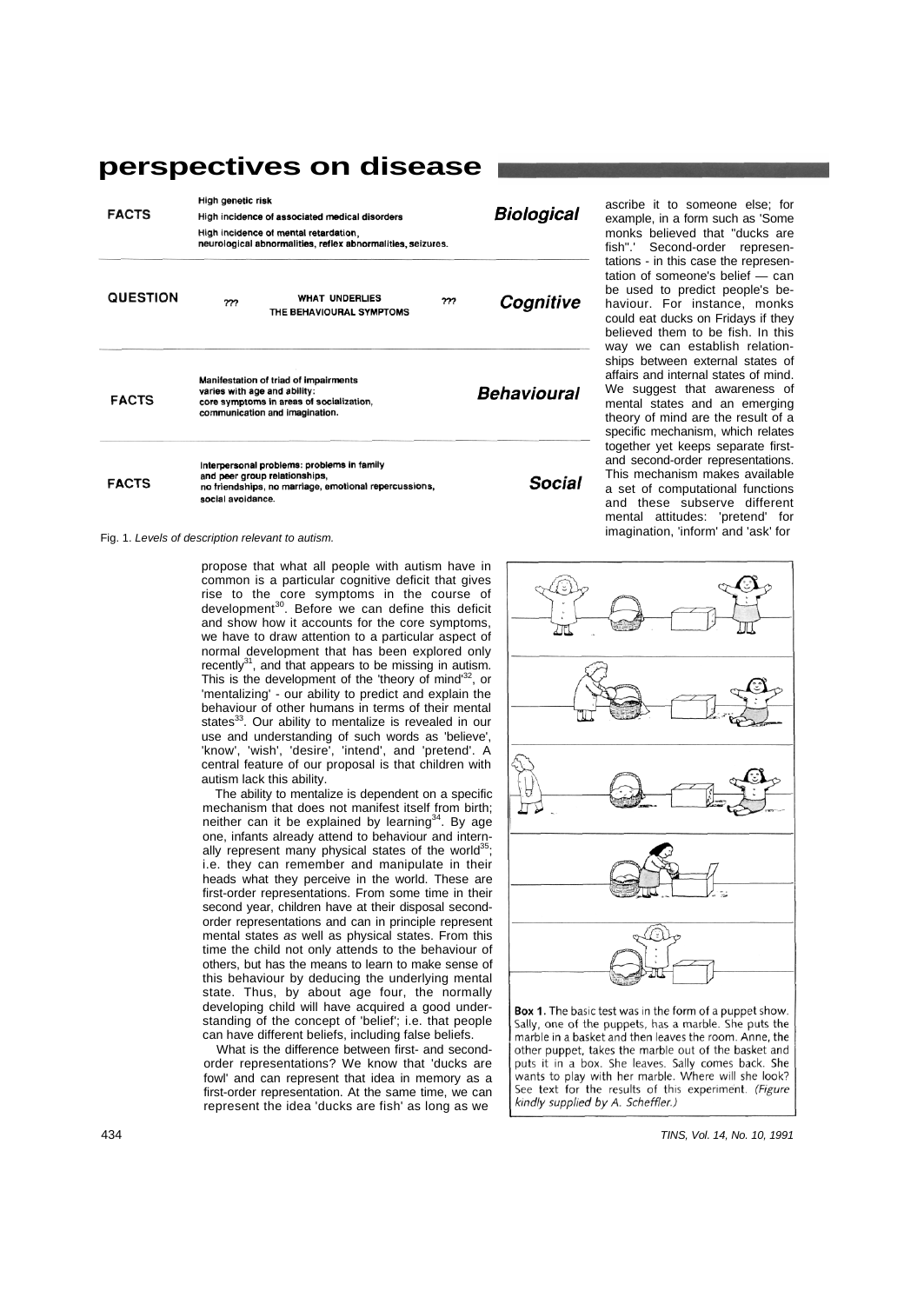## perspectives on disease

| | | |
|---|---|---|
| **FACTS** | High genetic risk<br>High incidence of associated medical disorders<br>High incidence of mental retardation, neurological abnormalities, reflex abnormalities, seizures. | ***Biological*** |
| **QUESTION** | ??? WHAT UNDERLIES THE BEHAVIOURAL SYMPTOMS ??? | ***Cognitive*** |
| **FACTS** | Manifestation of triad of impairments varies with age and ability: core symptoms in areas of socialization, communication and imagination. | ***Behavioural*** |
| **FACTS** | Interpersonal problems: problems in family and peer group relationships, no friendships, no marriage, emotional repercussions, social avoidance. | ***Social*** |

Fig. 1. *Levels of description relevant to autism.*

propose that what all people with autism have in common is a particular cognitive deficit that gives rise to the core symptoms in the course of development[30]. Before we can define this deficit and show how it accounts for the core symptoms, we have to draw attention to a particular aspect of normal development that has been explored only recently[31], and that appears to be missing in autism. This is the development of the 'theory of mind'[32], or 'mentalizing' - our ability to predict and explain the behaviour of other humans in terms of their mental states[33]. Our ability to mentalize is revealed in our use and understanding of such words as 'believe', 'know', 'wish', 'desire', 'intend', and 'pretend'. A central feature of our proposal is that children with autism lack this ability.

The ability to mentalize is dependent on a specific mechanism that does not manifest itself from birth; neither can it be explained by learning[34]. By age one, infants already attend to behaviour and internally represent many physical states of the world[35]; i.e. they can remember and manipulate in their heads what they perceive in the world. These are first-order representations. From some time in their second year, children have at their disposal second-order representations and can in principle represent mental states *as* well as physical states. From this time the child not only attends to the behaviour of others, but has the means to learn to make sense of this behaviour by deducing the underlying mental state. Thus, by about age four, the normally developing child will have acquired a good understanding of the concept of 'belief'; i.e. that people can have different beliefs, including false beliefs.

What is the difference between first- and second-order representations? We know that 'ducks are fowl' and can represent that idea in memory as a first-order representation. At the same time, we can represent the idea 'ducks are fish' as long as we ascribe it to someone else; for example, in a form such as 'Some monks believed that "ducks are fish".' Second-order representations - in this case the representation of someone's belief — can be used to predict people's behaviour. For instance, monks could eat ducks on Fridays if they believed them to be fish. In this way we can establish relationships between external states of affairs and internal states of mind. We suggest that awareness of mental states and an emerging theory of mind are the result of a specific mechanism, which relates together yet keeps separate first- and second-order representations. This mechanism makes available a set of computational functions and these subserve different mental attitudes: 'pretend' for imagination, 'inform' and 'ask' for

**Box 1.** The basic test was in the form of a puppet show. Sally, one of the puppets, has a marble. She puts the marble in a basket and then leaves the room. Anne, the other puppet, takes the marble out of the basket and puts it in a box. She leaves. Sally comes back. She wants to play with her marble. Where will she look? See text for the results of this experiment. *(Figure kindly supplied by A. Scheffler.)*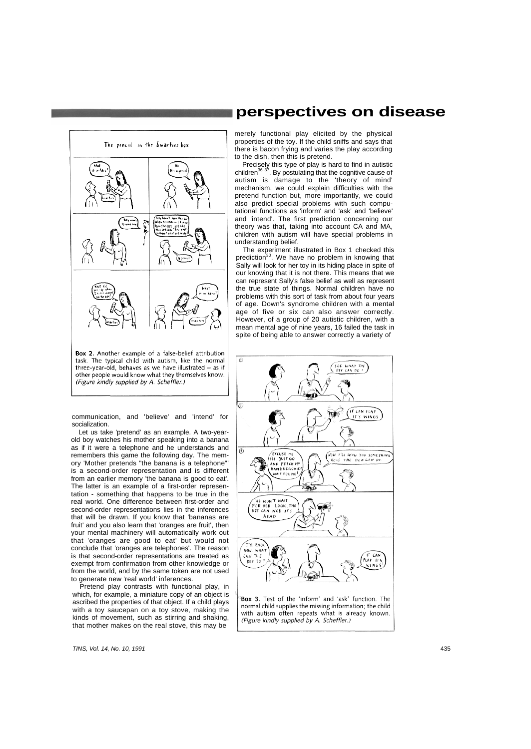**Box 2.** Another example of a false-belief attribution task. The typical child with autism, like the normal three-year-old, behaves as we have illustrated – as if other people would know what they themselves know. *(Figure kindly supplied by A. Scheffler.)*

communication, and 'believe' and 'intend' for socialization.

Let us take 'pretend' as an example. A two-year-old boy watches his mother speaking into a banana as if it were a telephone and he understands and remembers this game the following day. The memory 'Mother pretends "the banana is a telephone"' is a second-order representation and is different from an earlier memory 'the banana is good to eat'. The latter is an example of a first-order representation - something that happens to be true in the real world. One difference between first-order and second-order representations lies in the inferences that will be drawn. If you know that 'bananas are fruit' and you also learn that 'oranges are fruit', then your mental machinery will automatically work out that 'oranges are good to eat' but would not conclude that 'oranges are telephones'. The reason is that second-order representations are treated as exempt from confirmation from other knowledge or from the world, and by the same token are not used to generate new 'real world' inferences.

Pretend play contrasts with functional play, in which, for example, a miniature copy of an object is ascribed the properties of that object. If a child plays with a toy saucepan on a toy stove, making the kinds of movement, such as stirring and shaking, that mother makes on the real stove, this may be merely functional play elicited by the physical properties of the toy. If the child sniffs and says that there is bacon frying and varies the play according to the dish, then this is pretend.

Precisely this type of play is hard to find in autistic children[36,37]. By postulating that the cognitive cause of autism is damage to the 'theory of mind' mechanism, we could explain difficulties with the pretend function but, more importantly, we could also predict special problems with such computational functions as 'inform' and 'ask' and 'believe' and 'intend'. The first prediction concerning our theory was that, taking into account CA and MA, children with autism will have special problems in understanding belief.

The experiment illustrated in Box 1 checked this prediction[30]. We have no problem in knowing that Sally will look for her toy in its hiding place in spite of our knowing that it is not there. This means that we can represent Sally's false belief as well as represent the true state of things. Normal children have no problems with this sort of task from about four years of age. Down's syndrome children with a mental age of five or six can also answer correctly. However, of a group of 20 autistic children, with a mean mental age of nine years, 16 failed the task in spite of being able to answer correctly a variety of

**Box 3.** Test of the 'inform' and 'ask' function. The normal child supplies the missing information; the child with autism often repeats what is already known. *(Figure kindly supplied by A. Scheffler.)*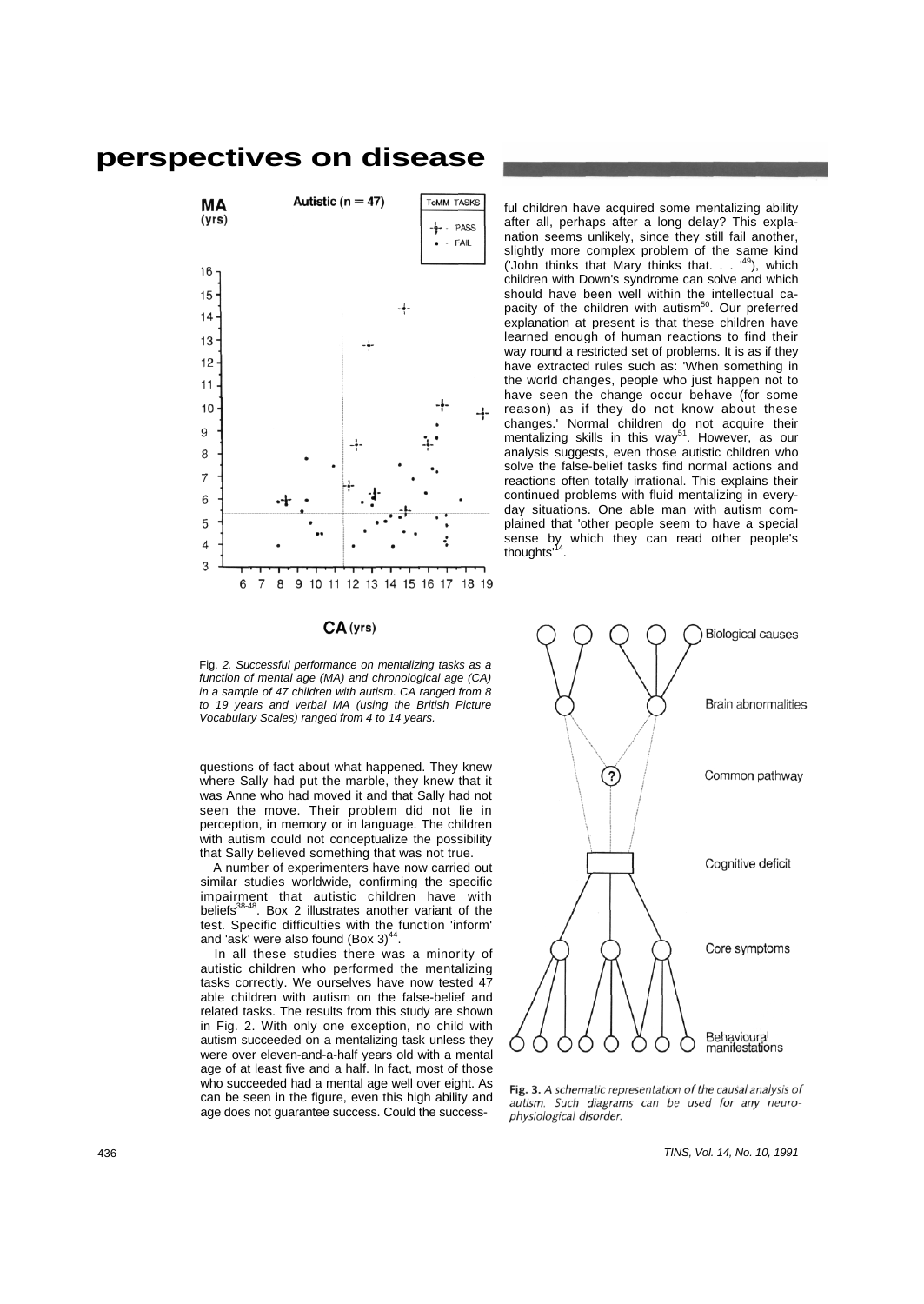Fig. 2. *Successful performance on mentalizing tasks as a function of mental age (MA) and chronological age (CA) in a sample of 47 children with autism. CA ranged from 8 to 19 years and verbal MA (using the British Picture Vocabulary Scales) ranged from 4 to 14 years.*

questions of fact about what happened. They knew where Sally had put the marble, they knew that it was Anne who had moved it and that Sally had not seen the move. Their problem did not lie in perception, in memory or in language. The children with autism could not conceptualize the possibility that Sally believed something that was not true.

A number of experimenters have now carried out similar studies worldwide, confirming the specific impairment that autistic children have with beliefs[38-48]. Box 2 illustrates another variant of the test. Specific difficulties with the function 'inform' and 'ask' were also found (Box 3)[44].

In all these studies there was a minority of autistic children who performed the mentalizing tasks correctly. We ourselves have now tested 47 able children with autism on the false-belief and related tasks. The results from this study are shown in Fig. 2. With only one exception, no child with autism succeeded on a mentalizing task unless they were over eleven-and-a-half years old with a mental age of at least five and a half. In fact, most of those who succeeded had a mental age well over eight. As can be seen in the figure, even this high ability and age does not guarantee success. Could the successful children have acquired some mentalizing ability after all, perhaps after a long delay? This explanation seems unlikely, since they still fail another, slightly more complex problem of the same kind ('John thinks that Mary thinks that. . .'[49]), which children with Down's syndrome can solve and which should have been well within the intellectual capacity of the children with autism[50]. Our preferred explanation at present is that these children have learned enough of human reactions to find their way round a restricted set of problems. It is as if they have extracted rules such as: 'When something in the world changes, people who just happen not to have seen the change occur behave (for some reason) as if they do not know about these changes.' Normal children do not acquire their mentalizing skills in this way[51]. However, as our analysis suggests, even those autistic children who solve the false-belief tasks find normal actions and reactions often totally irrational. This explains their continued problems with fluid mentalizing in everyday situations. One able man with autism complained that 'other people seem to have a special sense by which they can read other people's thoughts'[14].

Fig. 3. *A schematic representation of the causal analysis of autism. Such diagrams can be used for any neurophysiological disorder.*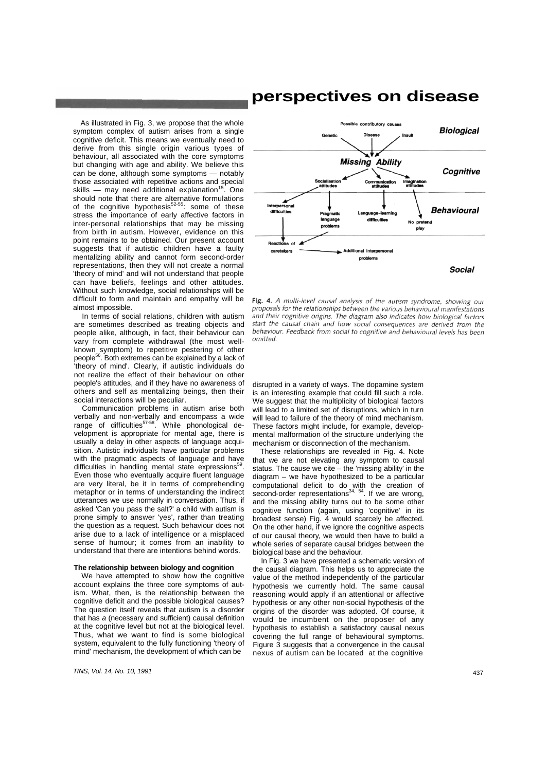As illustrated in Fig. 3, we propose that the whole symptom complex of autism arises from a single cognitive deficit. This means we eventually need to derive from this single origin various types of behaviour, all associated with the core symptoms but changing with age and ability. We believe this can be done, although some symptoms — notably those associated with repetitive actions and special skills — may need additional explanation[15]. One should note that there are alternative formulations of the cognitive hypothesis[52-55]: some of these stress the importance of early affective factors in inter-personal relationships that may be missing from birth in autism. However, evidence on this point remains to be obtained. Our present account suggests that if autistic children have a faulty mentalizing ability and cannot form second-order representations, then they will not create a normal 'theory of mind' and will not understand that people can have beliefs, feelings and other attitudes. Without such knowledge, social relationships will be difficult to form and maintain and empathy will be almost impossible.

In terms of social relations, children with autism are sometimes described as treating objects and people alike, although, in fact, their behaviour can vary from complete withdrawal (the most well-known symptom) to repetitive pestering of other people[56]. Both extremes can be explained by a lack of 'theory of mind'. Clearly, if autistic individuals do not realize the effect of their behaviour on other people's attitudes, and if they have no awareness of others and self as mentalizing beings, then their social interactions will be peculiar.

Communication problems in autism arise both verbally and non-verbally and encompass a wide range of difficulties[57-58]. While phonological development is appropriate for mental age, there is usually a delay in other aspects of language acquisition. Autistic individuals have particular problems with the pragmatic aspects of language and have difficulties in handling mental state expressions[59]. Even those who eventually acquire fluent language are very literal, be it in terms of comprehending metaphor or in terms of understanding the indirect utterances we use normally in conversation. Thus, if asked 'Can you pass the salt?' a child with autism is prone simply to answer 'yes', rather than treating the question as a request. Such behaviour does not arise due to a lack of intelligence or a misplaced sense of humour; it comes from an inability to understand that there are intentions behind words.

### The relationship between biology and cognition

We have attempted to show how the cognitive account explains the three core symptoms of autism. What, then, is the relationship between the cognitive deficit and the possible biological causes? The question itself reveals that autism is a disorder that has *a* (necessary and sufficient) causal definition at the cognitive level but not at the biological level. Thus, what we want to find is some biological system, equivalent to the fully functioning 'theory of mind' mechanism, the development of which can be disrupted in a variety of ways. The dopamine system is an interesting example that could fill such a role. We suggest that the multiplicity of biological factors will lead to a limited set of disruptions, which in turn will lead to failure of the theory of mind mechanism. These factors might include, for example, developmental malformation of the structure underlying the mechanism or disconnection of the mechanism.

Possible contributory causes
Genetic
Disease
Insult
Biological
Missing Ability
Cognitive
Socialisation attitudes
Communication attitudes
Imagination attitudes
Interpersonal difficulties
Pragmatic language problems
Language-learning difficulties
No pretend play
Behavioural
Reactions of caretakers
Additional interpersonal problems
Social

**Fig. 4.** *A multi-level causal analysis of the autism syndrome, showing our proposals for the relationships between the various behavioural manifestations and their cognitive origins. The diagram also indicates how biological factors start the causal chain and how social consequences are derived from the behaviour. Feedback from social to cognitive and behavioural levels has been omitted.*

These relationships are revealed in Fig. 4. Note that we are not elevating any symptom to causal status. The cause we cite – the 'missing ability' in the diagram – we have hypothesized to be a particular computational deficit to do with the creation of second-order representations[34, 54]. If we are wrong, and the missing ability turns out to be some other cognitive function (again, using 'cognitive' in its broadest sense) Fig. 4 would scarcely be affected. On the other hand, if we ignore the cognitive aspects of our causal theory, we would then have to build a whole series of separate causal bridges between the biological base and the behaviour.

In Fig. 3 we have presented a schematic version of the causal diagram. This helps us to appreciate the value of the method independently of the particular hypothesis we currently hold. The same causal reasoning would apply if an attentional or affective hypothesis or any other non-social hypothesis of the origins of the disorder was adopted. Of course, it would be incumbent on the proposer of any hypothesis to establish a satisfactory causal nexus covering the full range of behavioural symptoms. Figure 3 suggests that a convergence in the causal nexus of autism can be located at the cognitive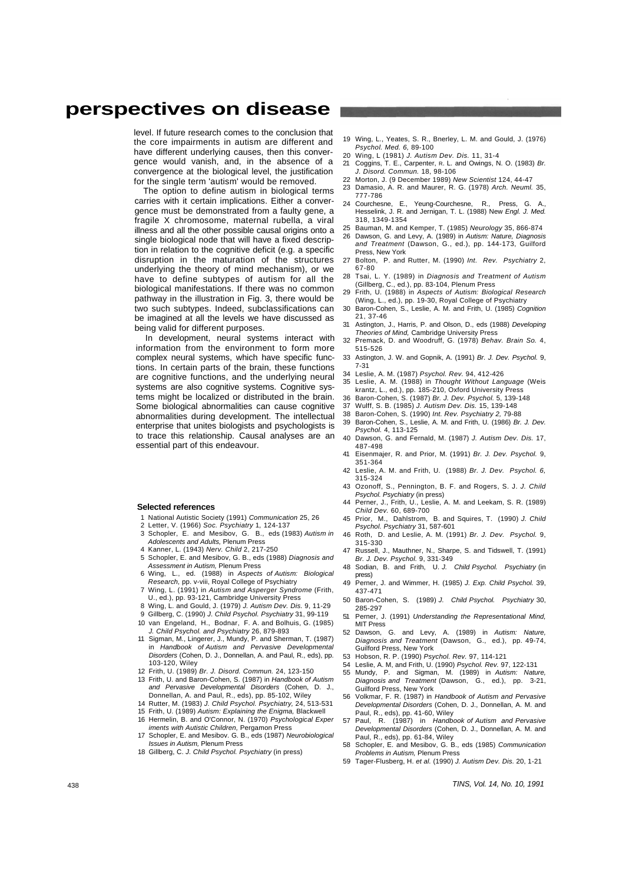level. If future research comes to the conclusion that the core impairments in autism are different and have different underlying causes, then this convergence would vanish, and, in the absence of a convergence at the biological level, the justification for the single term 'autism' would be removed.

The option to define autism in biological terms carries with it certain implications. Either a convergence must be demonstrated from a faulty gene, a fragile X chromosome, maternal rubella, a viral illness and all the other possible causal origins onto a single biological node that will have a fixed description in relation to the cognitive deficit (e.g. a specific disruption in the maturation of the structures underlying the theory of mind mechanism), or we have to define subtypes of autism for all the biological manifestations. If there was no common pathway in the illustration in Fig. 3, there would be two such subtypes. Indeed, subclassifications can be imagined at all the levels we have discussed as being valid for different purposes.

In development, neural systems interact with information from the environment to form more complex neural systems, which have specific functions. In certain parts of the brain, these functions are cognitive functions, and the underlying neural systems are also cognitive systems. Cognitive systems might be localized or distributed in the brain. Some biological abnormalities can cause cognitive abnormalities during development. The intellectual enterprise that unites biologists and psychologists is to trace this relationship. Causal analyses are an essential part of this endeavour.

### Selected references

1 National Autistic Society (1991) *Communication* 25, 26
2 Letter, V. (1966) *Soc. Psychiatry* 1, 124-137
3 Schopler, E. and Mesibov, G. B., eds (1983) *Autism in Adolescents and Adults,* Plenum Press
4 Kanner, L. (1943) *Nerv. Child* 2, 217-250
5 Schopler, E. and Mesibov, G. B., eds (1988) *Diagnosis and Assessment in Autism,* Plenum Press
6 Wing, L., ed. (1988) in *Aspects of Autism: Biological Research,* pp. v-viii, Royal College of Psychiatry
7 Wing, L. (1991) in *Autism and Asperger Syndrome* (Frith, U., ed.), pp. 93-121, Cambridge University Press
8 Wing, L. and Gould, J. (1979) *J. Autism Dev. Dis.* 9, 11-29
9 Gillberg, C. (1990) *J. Child Psychol. Psychiatry* 31, 99-119
10 van Engeland, H., Bodnar, F. A. and Bolhuis, G. (1985) *J. Child Psychol. and Psychiatry* 26, 879-893
11 Sigman, M., Lingerer, J., Mundy, P. and Sherman, T. (1987) in *Handbook of Autism and Pervasive Developmental Disorders* (Cohen, D. J., Donnellan, A. and Paul, R., eds), pp. 103-120, Wiley
12 Frith, U. (1989) *Br. J. Disord. Commun.* 24, 123-150
13 Frith, U. and Baron-Cohen, S. (1987) in *Handbook of Autism and Pervasive Developmental Disorders* (Cohen, D. J., Donnellan, A. and Paul, R., eds), pp. 85-102, Wiley
14 Rutter, M. (1983) *J. Child Psychol. Psychiatry,* 24, 513-531
15 Frith, U. (1989) *Autism: Explaining the Enigma,* Blackwell
16 Hermelin, B. and O'Connor, N. (1970) *Psychological Experiments with Autistic Children,* Pergamon Press
17 Schopler, E. and Mesibov. G. B., eds (1987) *Neurobiological Issues in Autism,* Plenum Press
18 Gillberg, C. *J. Child Psychol. Psychiatry* (in press)
19 Wing, L., Yeates, S. R., Bnerley, L. M. and Gould, J. (1976) *Psychol. Med. 6,* 89-100
20 Wing, L (1981) *J. Autism Dev. Dis.* 11, 31-4
21 Coggins, T. E., Carpenter, R. L. and Owings, N. O. (1983) *Br. J. Disord. Commun.* 18, 98-106
22 Morton, J. (9 December 1989) *New Scientist* 124, 44-47
23 Damasio, A. R. and Maurer, R. G. (1978) *Arch. Neuml.* 35, 777-786
24 Courchesne, E., Yeung-Courchesne, R., Press, G. A., Hesselink, J. R. and Jernigan, T. L. (1988) New *Engl. J. Med.* 318, 1349-1354
25 Bauman, M. and Kemper, T. (1985) *Neurology* 35, 866-874
26 Dawson, G. and Levy, A. (1989) in *Autism: Nature, Diagnosis and Treatment* (Dawson, G., ed.), pp. 144-173, Guilford Press, New York
27 Bolton, P. and Rutter, M. (1990) *Int. Rev. Psychiatry* 2, 67-80
28 Tsai, L. Y. (1989) in *Diagnosis and Treatment of Autism* (Gillberg, C., ed.), pp. 83-104, Plenum Press
29 Frith, U. (1988) in *Aspects of Autism: Biological Research* (Wing, L., ed.), pp. 19-30, Royal College of Psychiatry
30 Baron-Cohen, S., Leslie, A. M. and Frith, U. (1985) *Cognition* 21, 37-46
31 Astington, J., Harris, P. and Olson, D., eds (1988) *Developing Theories of Mind,* Cambridge University Press
32 Premack, D. and Woodruff, G. (1978) *Behav. Brain So.* 4, 515-526
33 Astington, J. W. and Gopnik, A. (1991) *Br. J. Dev. Psychol.* 9, 7-31
34 Leslie, A. M. (1987) *Psychol. Rev.* 94, 412-426
35 Leslie, A. M. (1988) in *Thought Without Language* (Weiskrantz, L., ed.), pp. 185-210, Oxford University Press
36 Baron-Cohen, S. (1987) *Br. J. Dev. Psychol.* 5, 139-148
37 Wulff, S. B. (1985) *J. Autism Dev. Dis.* 15, 139-148
38 Baron-Cohen, S. (1990) *Int. Rev. Psychiatry 2,* 79-88
39 Baron-Cohen, S., Leslie, A. M. and Frith, U. (1986) *Br. J. Dev. Psychol.* 4, 113-125
40 Dawson, G. and Fernald, M. (1987) *J. Autism Dev. Dis.* 17, 487-498
41 Eisenmajer, R. and Prior, M. (1991) *Br. J. Dev. Psychol.* 9, 351-364
42 Leslie, A. M. and Frith, U. (1988) *Br. J. Dev. Psychol. 6,* 315-324
43 Ozonoff, S., Pennington, B. F. and Rogers, S. J. *J. Child Psychol. Psychiatry* (in press)
44 Perner, J., Frith, U., Leslie, A. M. and Leekam, S. R. (1989) *Child Dev.* 60, 689-700
45 Prior, M., Dahlstrom, B. and Squires, T. (1990) *J. Child Psychol. Psychiatry* 31, 587-601
46 Roth, D. and Leslie, A. M. (1991) *Br. J. Dev. Psychol.* 9, 315-330
47 Russell, J., Mauthner, N., Sharpe, S. and Tidswell, T. (1991) *Br. J. Dev. Psychol.* 9, 331-349
48 Sodian, B. and Frith, U. *J. Child Psychol. Psychiatry* (in press)
49 Perner, J. and Wimmer, H. (1985) *J. Exp. Child Psychol.* 39, 437-471
50 Baron-Cohen, S. (1989) *J. Child Psychol. Psychiatry* 30, 285-297
51 Perner, J. (1991) *Understanding the Representational Mind,* MIT Press
52 Dawson, G. and Levy, A. (1989) in *Autism: Nature, Diagnosis and Treatment* (Dawson, G., ed.), pp. 49-74, Guilford Press, New York
53 Hobson, R. P. (1990) *Psychol. Rev.* 97, 114-121
54 Leslie, A. M, and Frith, U. (1990) *Psychol. Rev.* 97, 122-131
55 Mundy, P. and Sigman, M. (1989) in *Autism: Nature, Diagnosis and Treatment* (Dawson, G., ed.), pp. 3-21, Guilford Press, New York
56 Volkmar, F. R. (1987) in *Handbook of Autism and Pervasive Developmental Disorders* (Cohen, D. J., Donnellan, A. M. and Paul, R., eds), pp. 41-60, Wiley
57 Paul, R. (1987) in *Handbook of Autism and Pervasive Developmental Disorders* (Cohen, D. J., Donnellan, A. M. and Paul, R., eds), pp. 61-84, Wiley
58 Schopler, E. and Mesibov, G. B., eds (1985) *Communication Problems in Autism,* Plenum Press
59 Tager-Flusberg, H. *et al.* (1990) *J. Autism Dev. Dis.* 20, 1-21